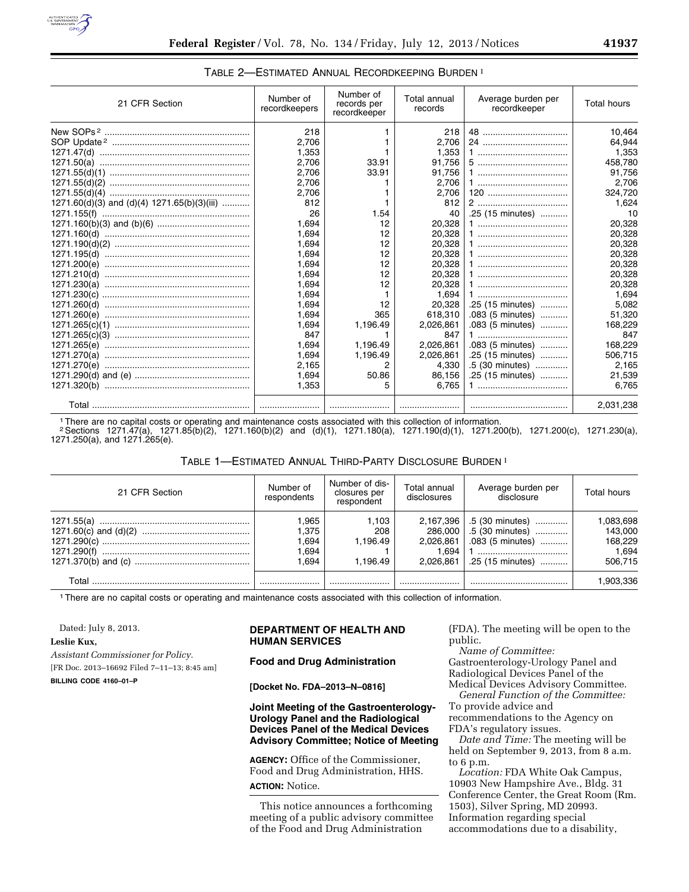TABLE 2—ESTIMATED ANNUAL RECORDKEEPING BURDEN [1]

| 21 CFR Section | Number of recordkeepers | Number of records per recordkeeper | Total annual records | Average burden per recordkeeper | Total hours |
|---|---|---|---|---|---|
| New SOPs [2] | 218 | 1 | 218 | 48 | 10,464 |
| SOP Update [2] | 2,706 | 1 | 2,706 | 24 | 64,944 |
| 1271.47(d) | 1,353 | 1 | 1,353 | 1 | 1,353 |
| 1271.50(a) | 2,706 | 33.91 | 91,756 | 5 | 458,780 |
| 1271.55(d)(1) | 2,706 | 33.91 | 91,756 | 1 | 91,756 |
| 1271.55(d)(2) | 2,706 | 1 | 2,706 | 1 | 2,706 |
| 1271.55(d)(4) | 2,706 | 1 | 2,706 | 120 | 324,720 |
| 1271.60(d)(3) and (d)(4) 1271.65(b)(3)(iii) | 812 | 1 | 812 | 2 | 1,624 |
| 1271.155(f) | 26 | 1.54 | 40 | .25 (15 minutes) | 10 |
| 1271.160(b)(3) and (b)(6) | 1,694 | 12 | 20,328 | 1 | 20,328 |
| 1271.160(d) | 1,694 | 12 | 20,328 | 1 | 20,328 |
| 1271.190(d)(2) | 1,694 | 12 | 20,328 | 1 | 20,328 |
| 1271.195(d) | 1,694 | 12 | 20,328 | 1 | 20,328 |
| 1271.200(e) | 1,694 | 12 | 20,328 | 1 | 20,328 |
| 1271.210(d) | 1,694 | 12 | 20,328 | 1 | 20,328 |
| 1271.230(a) | 1,694 | 12 | 20,328 | 1 | 20,328 |
| 1271.230(c) | 1,694 | 1 | 1,694 | 1 | 1,694 |
| 1271.260(d) | 1,694 | 12 | 20,328 | .25 (15 minutes) | 5,082 |
| 1271.260(e) | 1,694 | 365 | 618,310 | .083 (5 minutes) | 51,320 |
| 1271.265(c)(1) | 1,694 | 1,196.49 | 2,026,861 | .083 (5 minutes) | 168,229 |
| 1271.265(c)(3) | 847 | 1 | 847 | 1 | 847 |
| 1271.265(e) | 1,694 | 1,196.49 | 2,026,861 | .083 (5 minutes) | 168,229 |
| 1271.270(a) | 1,694 | 1,196.49 | 2,026,861 | .25 (15 minutes) | 506,715 |
| 1271.270(e) | 2,165 | 2 | 4,330 | .5 (30 minutes) | 2,165 |
| 1271.290(d) and (e) | 1,694 | 50.86 | 86,156 | .25 (15 minutes) | 21,539 |
| 1271.320(b) | 1,353 | 5 | 6,765 | 1 | 6,765 |
| Total | | | | | 2,031,238 |

[1] There are no capital costs or operating and maintenance costs associated with this collection of information.
[2] Sections 1271.47(a), 1271.85(b)(2), 1271.160(b)(2) and (d)(1), 1271.180(a), 1271.190(d)(1), 1271.200(b), 1271.200(c), 1271.230(a), 1271.250(a), and 1271.265(e).

TABLE 1—ESTIMATED ANNUAL THIRD-PARTY DISCLOSURE BURDEN [1]

| 21 CFR Section | Number of respondents | Number of disclosures per respondent | Total annual disclosures | Average burden per disclosure | Total hours |
|---|---|---|---|---|---|
| 1271.55(a) | 1,965 | 1,103 | 2,167,396 | .5 (30 minutes) | 1,083,698 |
| 1271.60(c) and (d)(2) | 1,375 | 208 | 286,000 | .5 (30 minutes) | 143,000 |
| 1271.290(c) | 1,694 | 1,196.49 | 2,026,861 | .083 (5 minutes) | 168,229 |
| 1271.290(f) | 1,694 | 1 | 1,694 | 1 | 1,694 |
| 1271.370(b) and (c) | 1,694 | 1,196.49 | 2,026,861 | .25 (15 minutes) | 506,715 |
| Total | | | | | 1,903,336 |

[1] There are no capital costs or operating and maintenance costs associated with this collection of information.

Dated: July 8, 2013.

**Leslie Kux,**

*Assistant Commissioner for Policy.*

[FR Doc. 2013–16692 Filed 7–11–13; 8:45 am]

**BILLING CODE 4160–01–P**

## DEPARTMENT OF HEALTH AND HUMAN SERVICES

### Food and Drug Administration

**[Docket No. FDA–2013–N–0816]**

### Joint Meeting of the Gastroenterology-Urology Panel and the Radiological Devices Panel of the Medical Devices Advisory Committee; Notice of Meeting

**AGENCY:** Office of the Commissioner, Food and Drug Administration, HHS.

**ACTION:** Notice.

This notice announces a forthcoming meeting of a public advisory committee of the Food and Drug Administration (FDA). The meeting will be open to the public.

*Name of Committee:* Gastroenterology-Urology Panel and Radiological Devices Panel of the Medical Devices Advisory Committee.

*General Function of the Committee:* To provide advice and recommendations to the Agency on FDA's regulatory issues.

*Date and Time:* The meeting will be held on September 9, 2013, from 8 a.m. to 6 p.m.

*Location:* FDA White Oak Campus, 10903 New Hampshire Ave., Bldg. 31 Conference Center, the Great Room (Rm. 1503), Silver Spring, MD 20993. Information regarding special accommodations due to a disability,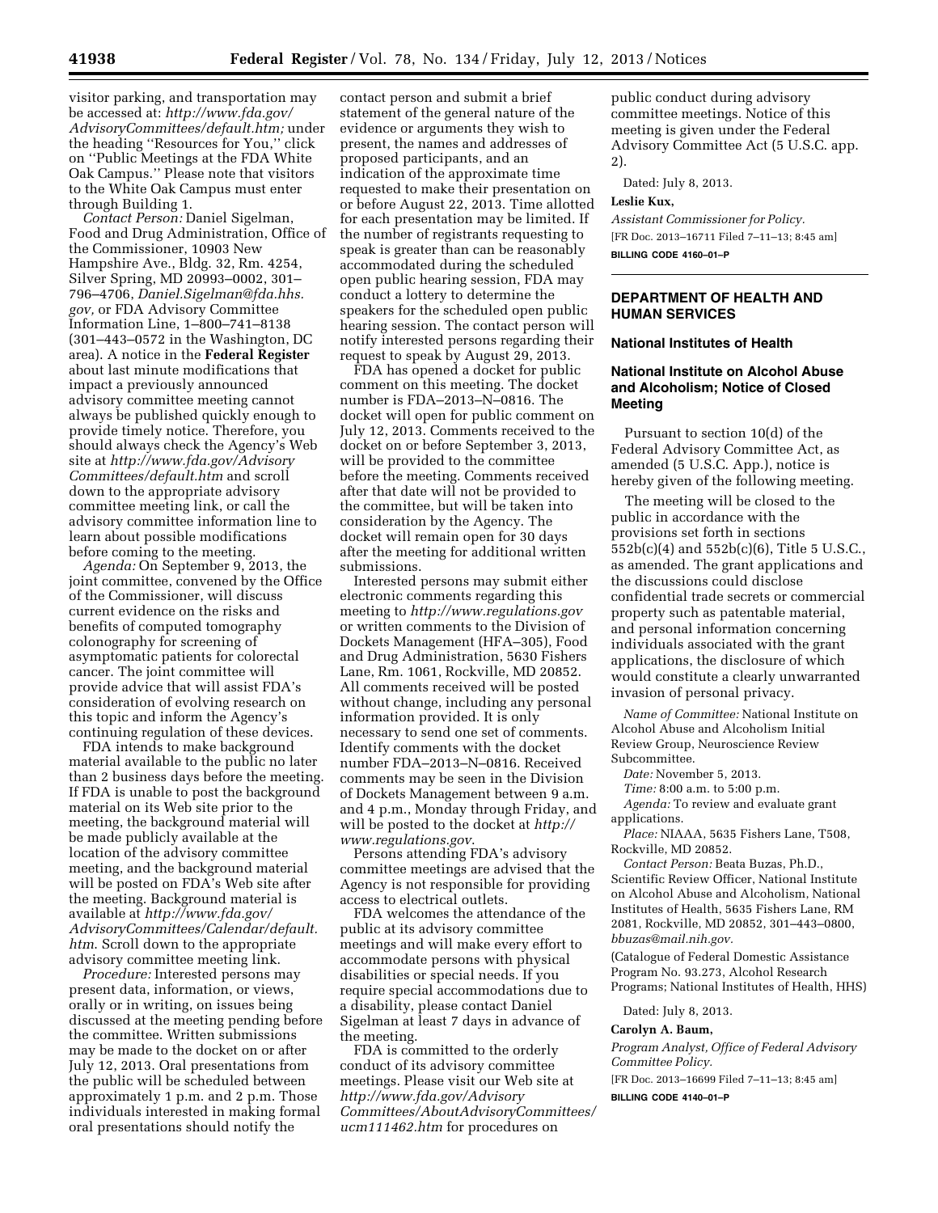visitor parking, and transportation may be accessed at: *http://www.fda.gov/AdvisoryCommittees/default.htm;* under the heading ''Resources for You,'' click on ''Public Meetings at the FDA White Oak Campus.'' Please note that visitors to the White Oak Campus must enter through Building 1.

*Contact Person:* Daniel Sigelman, Food and Drug Administration, Office of the Commissioner, 10903 New Hampshire Ave., Bldg. 32, Rm. 4254, Silver Spring, MD 20993–0002, 301–796–4706, *Daniel.Sigelman@fda.hhs.gov,* or FDA Advisory Committee Information Line, 1–800–741–8138 (301–443–0572 in the Washington, DC area). A notice in the **Federal Register** about last minute modifications that impact a previously announced advisory committee meeting cannot always be published quickly enough to provide timely notice. Therefore, you should always check the Agency's Web site at *http://www.fda.gov/AdvisoryCommittees/default.htm* and scroll down to the appropriate advisory committee meeting link, or call the advisory committee information line to learn about possible modifications before coming to the meeting.

*Agenda:* On September 9, 2013, the joint committee, convened by the Office of the Commissioner, will discuss current evidence on the risks and benefits of computed tomography colonography for screening of asymptomatic patients for colorectal cancer. The joint committee will provide advice that will assist FDA's consideration of evolving research on this topic and inform the Agency's continuing regulation of these devices.

FDA intends to make background material available to the public no later than 2 business days before the meeting. If FDA is unable to post the background material on its Web site prior to the meeting, the background material will be made publicly available at the location of the advisory committee meeting, and the background material will be posted on FDA's Web site after the meeting. Background material is available at *http://www.fda.gov/AdvisoryCommittees/Calendar/default.htm*. Scroll down to the appropriate advisory committee meeting link.

*Procedure:* Interested persons may present data, information, or views, orally or in writing, on issues being discussed at the meeting pending before the committee. Written submissions may be made to the docket on or after July 12, 2013. Oral presentations from the public will be scheduled between approximately 1 p.m. and 2 p.m. Those individuals interested in making formal oral presentations should notify the contact person and submit a brief statement of the general nature of the evidence or arguments they wish to present, the names and addresses of proposed participants, and an indication of the approximate time requested to make their presentation on or before August 22, 2013. Time allotted for each presentation may be limited. If the number of registrants requesting to speak is greater than can be reasonably accommodated during the scheduled open public hearing session, FDA may conduct a lottery to determine the speakers for the scheduled open public hearing session. The contact person will notify interested persons regarding their request to speak by August 29, 2013.

FDA has opened a docket for public comment on this meeting. The docket number is FDA–2013–N–0816. The docket will open for public comment on July 12, 2013. Comments received to the docket on or before September 3, 2013, will be provided to the committee before the meeting. Comments received after that date will not be provided to the committee, but will be taken into consideration by the Agency. The docket will remain open for 30 days after the meeting for additional written submissions.

Interested persons may submit either electronic comments regarding this meeting to *http://www.regulations.gov* or written comments to the Division of Dockets Management (HFA–305), Food and Drug Administration, 5630 Fishers Lane, Rm. 1061, Rockville, MD 20852. All comments received will be posted without change, including any personal information provided. It is only necessary to send one set of comments. Identify comments with the docket number FDA–2013–N–0816. Received comments may be seen in the Division of Dockets Management between 9 a.m. and 4 p.m., Monday through Friday, and will be posted to the docket at *http://www.regulations.gov*.

Persons attending FDA's advisory committee meetings are advised that the Agency is not responsible for providing access to electrical outlets.

FDA welcomes the attendance of the public at its advisory committee meetings and will make every effort to accommodate persons with physical disabilities or special needs. If you require special accommodations due to a disability, please contact Daniel Sigelman at least 7 days in advance of the meeting.

FDA is committed to the orderly conduct of its advisory committee meetings. Please visit our Web site at *http://www.fda.gov/AdvisoryCommittees/AboutAdvisoryCommittees/ucm111462.htm* for procedures on public conduct during advisory committee meetings. Notice of this meeting is given under the Federal Advisory Committee Act (5 U.S.C. app. 2).

Dated: July 8, 2013.

**Leslie Kux,**

*Assistant Commissioner for Policy.*

[FR Doc. 2013–16711 Filed 7–11–13; 8:45 am]

**BILLING CODE 4160–01–P**

## DEPARTMENT OF HEALTH AND HUMAN SERVICES

### National Institutes of Health

### National Institute on Alcohol Abuse and Alcoholism; Notice of Closed Meeting

Pursuant to section 10(d) of the Federal Advisory Committee Act, as amended (5 U.S.C. App.), notice is hereby given of the following meeting.

The meeting will be closed to the public in accordance with the provisions set forth in sections 552b(c)(4) and 552b(c)(6), Title 5 U.S.C., as amended. The grant applications and the discussions could disclose confidential trade secrets or commercial property such as patentable material, and personal information concerning individuals associated with the grant applications, the disclosure of which would constitute a clearly unwarranted invasion of personal privacy.

*Name of Committee:* National Institute on Alcohol Abuse and Alcoholism Initial Review Group, Neuroscience Review Subcommittee.

*Date:* November 5, 2013.

*Time:* 8:00 a.m. to 5:00 p.m.

*Agenda:* To review and evaluate grant applications.

*Place:* NIAAA, 5635 Fishers Lane, T508, Rockville, MD 20852.

*Contact Person:* Beata Buzas, Ph.D., Scientific Review Officer, National Institute on Alcohol Abuse and Alcoholism, National Institutes of Health, 5635 Fishers Lane, RM 2081, Rockville, MD 20852, 301–443–0800, *bbuzas@mail.nih.gov.*

(Catalogue of Federal Domestic Assistance Program No. 93.273, Alcohol Research Programs; National Institutes of Health, HHS)

Dated: July 8, 2013.

**Carolyn A. Baum,**

*Program Analyst, Office of Federal Advisory Committee Policy.*

[FR Doc. 2013–16699 Filed 7–11–13; 8:45 am]

**BILLING CODE 4140–01–P**